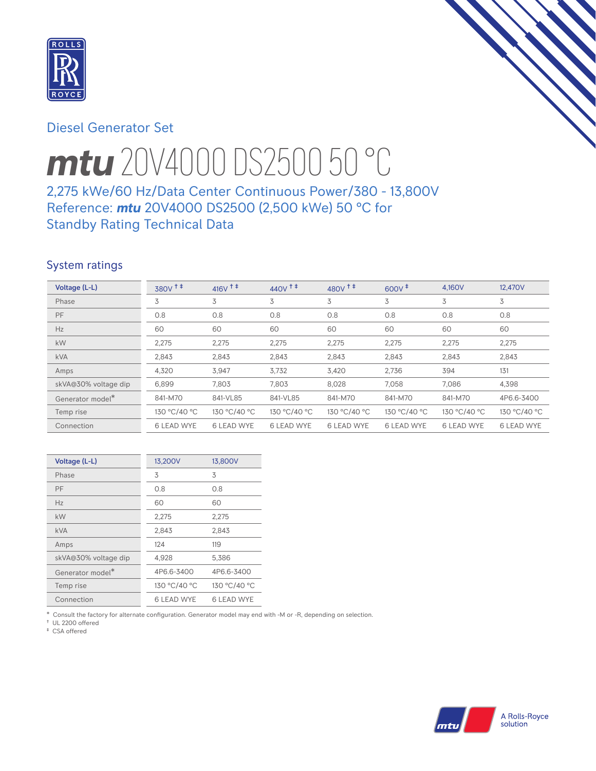# Diesel Generator Set

# *mtu* 20V4000 DS2500 50 °C

## 2,275 kWe/60 Hz/Data Center Continuous Power/380 - 13,800V Reference: *mtu* 20V4000 DS2500 (2,500 kWe) 50 °C for Standby Rating Technical Data

## System ratings

| Voltage (L-L) | 380V † ‡ | 416V † ‡ | 440V † ‡ | 480V † ‡ | 600V ‡ | 4,160V | 12,470V |
|---|---|---|---|---|---|---|---|
| Phase | 3 | 3 | 3 | 3 | 3 | 3 | 3 |
| PF | 0.8 | 0.8 | 0.8 | 0.8 | 0.8 | 0.8 | 0.8 |
| Hz | 60 | 60 | 60 | 60 | 60 | 60 | 60 |
| kW | 2,275 | 2,275 | 2,275 | 2,275 | 2,275 | 2,275 | 2,275 |
| kVA | 2,843 | 2,843 | 2,843 | 2,843 | 2,843 | 2,843 | 2,843 |
| Amps | 4,320 | 3,947 | 3,732 | 3,420 | 2,736 | 394 | 131 |
| skVA@30% voltage dip | 6,899 | 7,803 | 7,803 | 8,028 | 7,058 | 7,086 | 4,398 |
| Generator model* | 841-M70 | 841-VL85 | 841-VL85 | 841-M70 | 841-M70 | 841-M70 | 4P6.6-3400 |
| Temp rise | 130 °C/40 °C | 130 °C/40 °C | 130 °C/40 °C | 130 °C/40 °C | 130 °C/40 °C | 130 °C/40 °C | 130 °C/40 °C |
| Connection | 6 LEAD WYE | 6 LEAD WYE | 6 LEAD WYE | 6 LEAD WYE | 6 LEAD WYE | 6 LEAD WYE | 6 LEAD WYE |

| Voltage (L-L) | 13,200V | 13,800V |
|---|---|---|
| Phase | 3 | 3 |
| PF | 0.8 | 0.8 |
| Hz | 60 | 60 |
| kW | 2,275 | 2,275 |
| kVA | 2,843 | 2,843 |
| Amps | 124 | 119 |
| skVA@30% voltage dip | 4,928 | 5,386 |
| Generator model* | 4P6.6-3400 | 4P6.6-3400 |
| Temp rise | 130 °C/40 °C | 130 °C/40 °C |
| Connection | 6 LEAD WYE | 6 LEAD WYE |

\* Consult the factory for alternate configuration. Generator model may end with -M or -R, depending on selection.
† UL 2200 offered
‡ CSA offered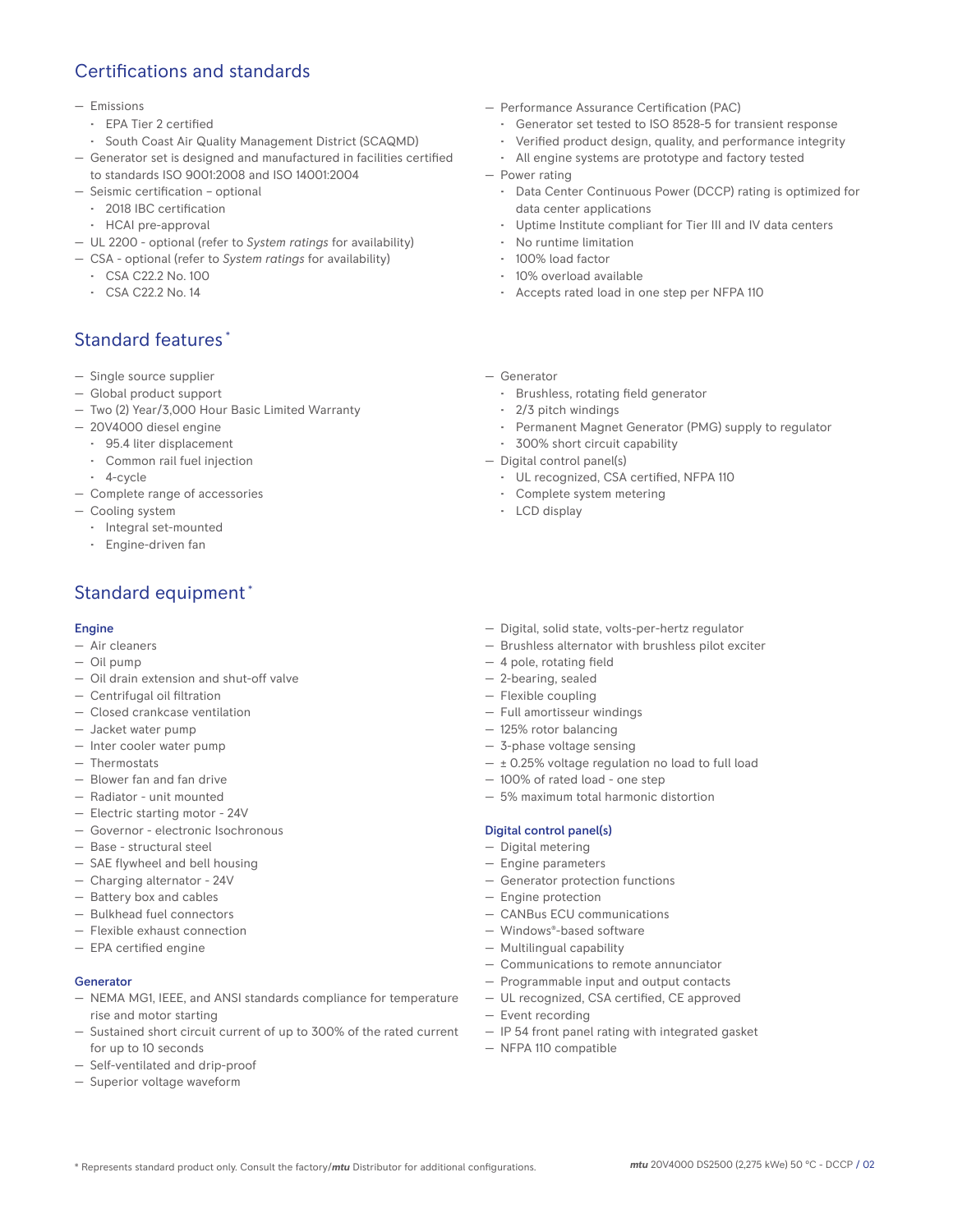## Certifications and standards

- Emissions
  - EPA Tier 2 certified
  - South Coast Air Quality Management District (SCAQMD)
- Generator set is designed and manufactured in facilities certified to standards ISO 9001:2008 and ISO 14001:2004
- Seismic certification – optional
  - 2018 IBC certification
  - HCAI pre-approval
- UL 2200 - optional (refer to *System ratings* for availability)
- CSA - optional (refer to *System ratings* for availability)
  - CSA C22.2 No. 100
  - CSA C22.2 No. 14
- Performance Assurance Certification (PAC)
  - Generator set tested to ISO 8528-5 for transient response
  - Verified product design, quality, and performance integrity
  - All engine systems are prototype and factory tested
- Power rating
  - Data Center Continuous Power (DCCP) rating is optimized for data center applications
  - Uptime Institute compliant for Tier III and IV data centers
  - No runtime limitation
  - 100% load factor
  - 10% overload available
  - Accepts rated load in one step per NFPA 110

## Standard features *

- Single source supplier
- Global product support
- Two (2) Year/3,000 Hour Basic Limited Warranty
- 20V4000 diesel engine
  - 95.4 liter displacement
  - Common rail fuel injection
  - 4-cycle
- Complete range of accessories
- Cooling system
  - Integral set-mounted
  - Engine-driven fan
- Generator
  - Brushless, rotating field generator
  - 2/3 pitch windings
  - Permanent Magnet Generator (PMG) supply to regulator
  - 300% short circuit capability
- Digital control panel(s)
  - UL recognized, CSA certified, NFPA 110
  - Complete system metering
  - LCD display

## Standard equipment *

### Engine

- Air cleaners
- Oil pump
- Oil drain extension and shut-off valve
- Centrifugal oil filtration
- Closed crankcase ventilation
- Jacket water pump
- Inter cooler water pump
- Thermostats
- Blower fan and fan drive
- Radiator - unit mounted
- Electric starting motor - 24V
- Governor - electronic Isochronous
- Base - structural steel
- SAE flywheel and bell housing
- Charging alternator - 24V
- Battery box and cables
- Bulkhead fuel connectors
- Flexible exhaust connection
- EPA certified engine

### Generator

- NEMA MG1, IEEE, and ANSI standards compliance for temperature rise and motor starting
- Sustained short circuit current of up to 300% of the rated current for up to 10 seconds
- Self-ventilated and drip-proof
- Superior voltage waveform
- Digital, solid state, volts-per-hertz regulator
- Brushless alternator with brushless pilot exciter
- 4 pole, rotating field
- 2-bearing, sealed
- Flexible coupling
- Full amortisseur windings
- 125% rotor balancing
- 3-phase voltage sensing
- ± 0.25% voltage regulation no load to full load
- 100% of rated load - one step
- 5% maximum total harmonic distortion

### Digital control panel(s)

- Digital metering
- Engine parameters
- Generator protection functions
- Engine protection
- CANBus ECU communications
- Windows®-based software
- Multilingual capability
- Communications to remote annunciator
- Programmable input and output contacts
- UL recognized, CSA certified, CE approved
- Event recording
- IP 54 front panel rating with integrated gasket
- NFPA 110 compatible

* Represents standard product only. Consult the factory/*mtu* Distributor for additional configurations.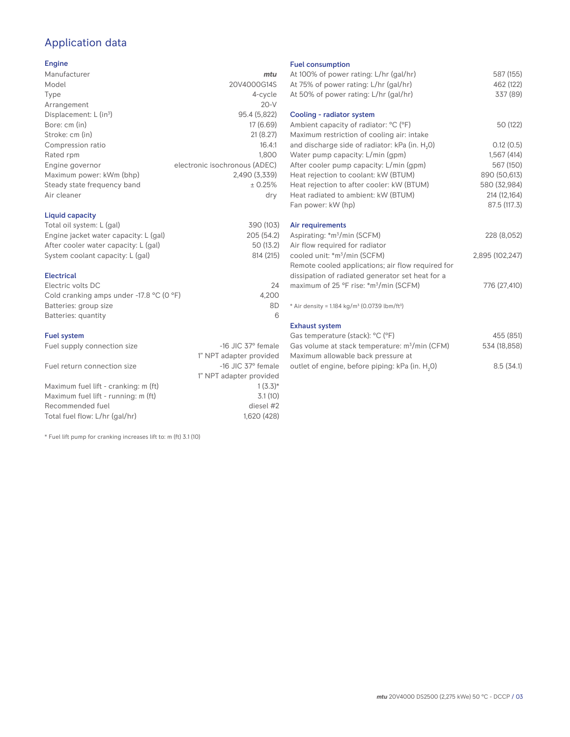## Application data

### Engine

| | |
|---|---|
| Manufacturer | *mtu* |
| Model | 20V4000G14S |
| Type | 4-cycle |
| Arrangement | 20-V |
| Displacement: L ($in^3$) | 95.4 (5,822) |
| Bore: cm (in) | 17 (6.69) |
| Stroke: cm (in) | 21 (8.27) |
| Compression ratio | 16.4:1 |
| Rated rpm | 1,800 |
| Engine governor | electronic isochronous (ADEC) |
| Maximum power: kWm (bhp) | 2,490 (3,339) |
| Steady state frequency band | ± 0.25% |
| Air cleaner | dry |

### Liquid capacity

| | |
|---|---|
| Total oil system: L (gal) | 390 (103) |
| Engine jacket water capacity: L (gal) | 205 (54.2) |
| After cooler water capacity: L (gal) | 50 (13.2) |
| System coolant capacity: L (gal) | 814 (215) |

### Electrical

| | |
|---|---|
| Electric volts DC | 24 |
| Cold cranking amps under -17.8 °C (0 °F) | 4,200 |
| Batteries: group size | 8D |
| Batteries: quantity | 6 |

### Fuel system

| | |
|---|---|
| Fuel supply connection size | -16 JIC 37° female 1" NPT adapter provided |
| Fuel return connection size | -16 JIC 37° female 1" NPT adapter provided |
| Maximum fuel lift - cranking: m (ft) | 1 (3.3)* |
| Maximum fuel lift - running: m (ft) | 3.1 (10) |
| Recommended fuel | diesel #2 |
| Total fuel flow: L/hr (gal/hr) | 1,620 (428) |

* Fuel lift pump for cranking increases lift to: m (ft) 3.1 (10)

### Fuel consumption

| | |
|---|---|
| At 100% of power rating: L/hr (gal/hr) | 587 (155) |
| At 75% of power rating: L/hr (gal/hr) | 462 (122) |
| At 50% of power rating: L/hr (gal/hr) | 337 (89) |

### Cooling - radiator system

| | |
|---|---|
| Ambient capacity of radiator: °C (°F) | 50 (122) |
| Maximum restriction of cooling air: intake and discharge side of radiator: kPa (in. $H_2O$) | 0.12 (0.5) |
| Water pump capacity: L/min (gpm) | 1,567 (414) |
| After cooler pump capacity: L/min (gpm) | 567 (150) |
| Heat rejection to coolant: kW (BTUM) | 890 (50,613) |
| Heat rejection to after cooler: kW (BTUM) | 580 (32,984) |
| Heat radiated to ambient: kW (BTUM) | 214 (12,164) |
| Fan power: kW (hp) | 87.5 (117.3) |

### Air requirements

| | |
|---|---|
| Aspirating: *$m^3$/min (SCFM) | 228 (8,052) |
| Air flow required for radiator cooled unit: *$m^3$/min (SCFM) | 2,895 (102,247) |
| Remote cooled applications; air flow required for dissipation of radiated generator set heat for a maximum of 25 °F rise: *$m^3$/min (SCFM) | 776 (27,410) |

* Air density = 1.184 kg/$m^3$ (0.0739 lbm/$ft^3$)

### Exhaust system

| | |
|---|---|
| Gas temperature (stack): °C (°F) | 455 (851) |
| Gas volume at stack temperature: $m^3$/min (CFM) | 534 (18,858) |
| Maximum allowable back pressure at outlet of engine, before piping: kPa (in. $H_2O$) | 8.5 (34.1) |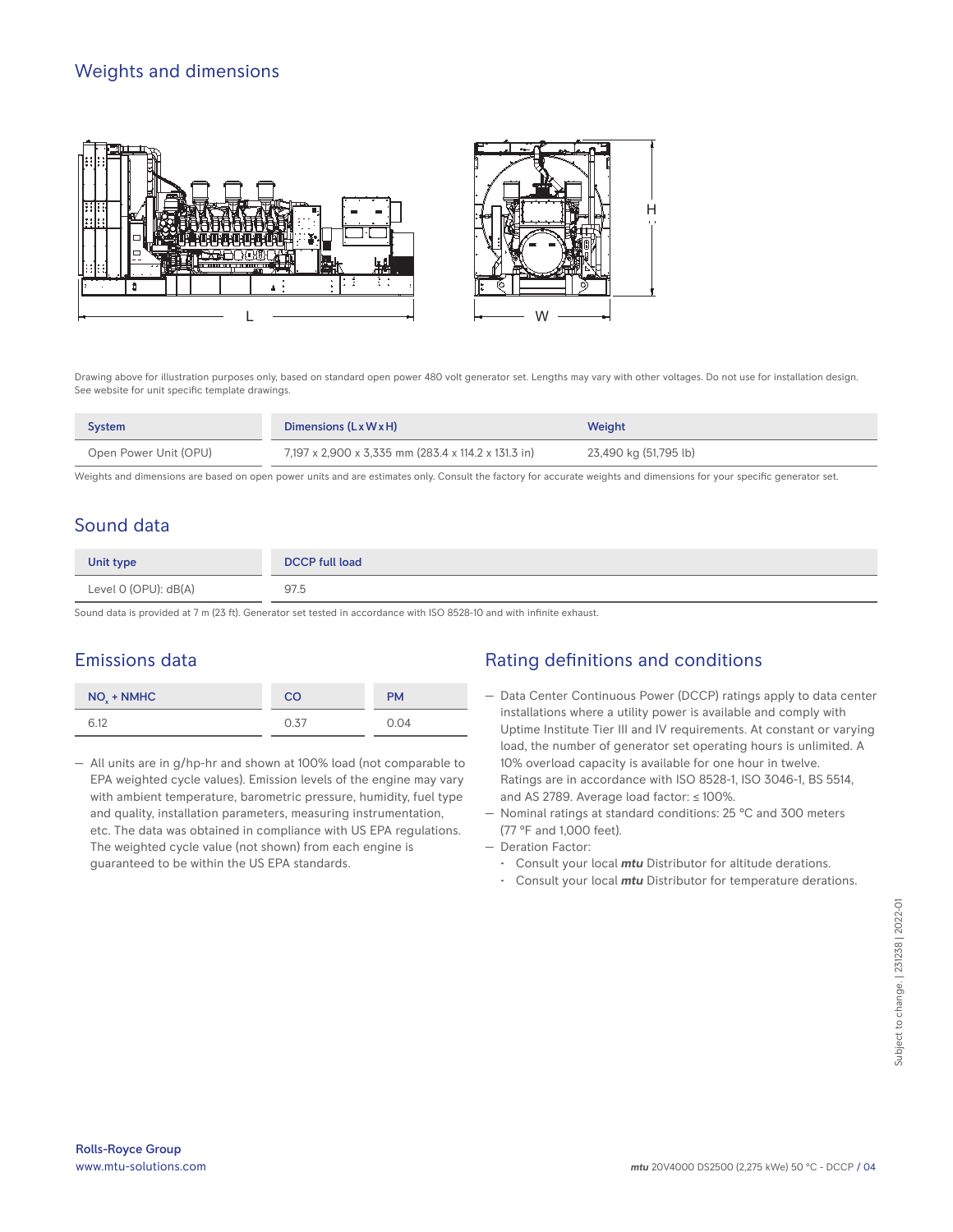## Weights and dimensions

L

W

H

Drawing above for illustration purposes only, based on standard open power 480 volt generator set. Lengths may vary with other voltages. Do not use for installation design. See website for unit specific template drawings.

| System | Dimensions (L x W x H) | Weight |
|---|---|---|
| Open Power Unit (OPU) | 7,197 x 2,900 x 3,335 mm (283.4 x 114.2 x 131.3 in) | 23,490 kg (51,795 lb) |

Weights and dimensions are based on open power units and are estimates only. Consult the factory for accurate weights and dimensions for your specific generator set.

## Sound data

| Unit type | DCCP full load |
|---|---|
| Level 0 (OPU): dB(A) | 97.5 |

Sound data is provided at 7 m (23 ft). Generator set tested in accordance with ISO 8528-10 and with infinite exhaust.

## Emissions data

| $NO_x$ + NMHC | CO | PM |
|---|---|---|
| 6.12 | 0.37 | 0.04 |

— All units are in g/hp-hr and shown at 100% load (not comparable to EPA weighted cycle values). Emission levels of the engine may vary with ambient temperature, barometric pressure, humidity, fuel type and quality, installation parameters, measuring instrumentation, etc. The data was obtained in compliance with US EPA regulations. The weighted cycle value (not shown) from each engine is guaranteed to be within the US EPA standards.

## Rating definitions and conditions

— Data Center Continuous Power (DCCP) ratings apply to data center installations where a utility power is available and comply with Uptime Institute Tier III and IV requirements. At constant or varying load, the number of generator set operating hours is unlimited. A 10% overload capacity is available for one hour in twelve. Ratings are in accordance with ISO 8528-1, ISO 3046-1, BS 5514, and AS 2789. Average load factor: ≤ 100%.

— Nominal ratings at standard conditions: 25 °C and 300 meters (77 °F and 1,000 feet).

— Deration Factor:
  - Consult your local ***mtu*** Distributor for altitude derations.
  - Consult your local ***mtu*** Distributor for temperature derations.

Subject to change. | 231238 | 2022-01

Rolls-Royce Group
www.mtu-solutions.com

***mtu*** 20V4000 DS2500 (2,275 kWe) 50 °C - DCCP